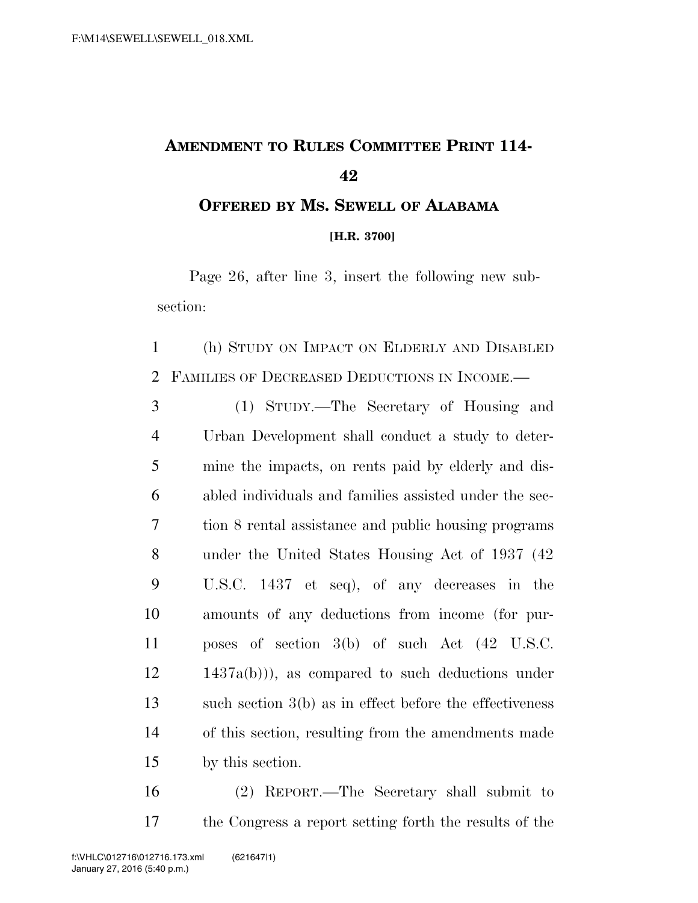# AMENDMENT TO RULES COMMITTEE PRINT 114-42

## OFFERED BY MS. SEWELL OF ALABAMA

**[H.R. 3700]**

Page 26, after line 3, insert the following new subsection:

(h) STUDY ON IMPACT ON ELDERLY AND DISABLED FAMILIES OF DECREASED DEDUCTIONS IN INCOME.—

(1) STUDY.—The Secretary of Housing and Urban Development shall conduct a study to determine the impacts, on rents paid by elderly and disabled individuals and families assisted under the section 8 rental assistance and public housing programs under the United States Housing Act of 1937 (42 U.S.C. 1437 et seq), of any decreases in the amounts of any deductions from income (for purposes of section 3(b) of such Act (42 U.S.C. 1437a(b))), as compared to such deductions under such section 3(b) as in effect before the effectiveness of this section, resulting from the amendments made by this section.

(2) REPORT.—The Secretary shall submit to the Congress a report setting forth the results of the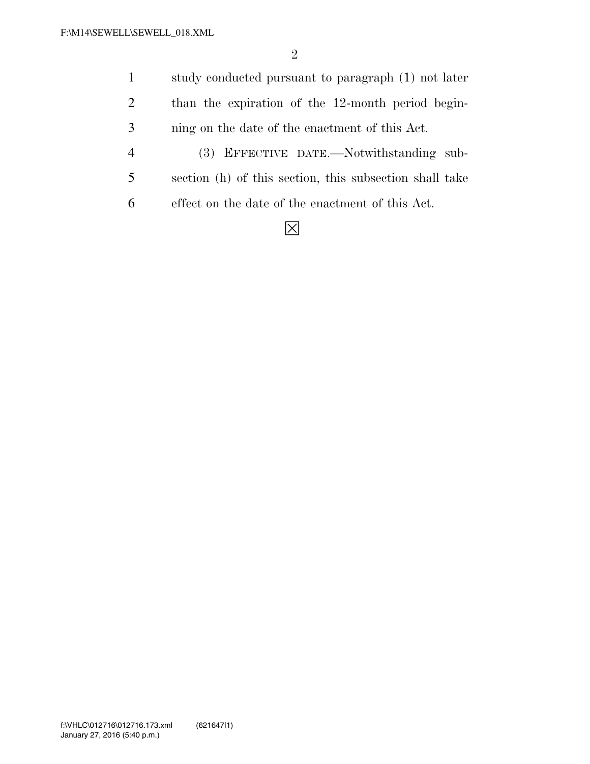study conducted pursuant to paragraph (1) not later than the expiration of the 12-month period beginning on the date of the enactment of this Act.

(3) EFFECTIVE DATE.—Notwithstanding subsection (h) of this section, this subsection shall take effect on the date of the enactment of this Act.